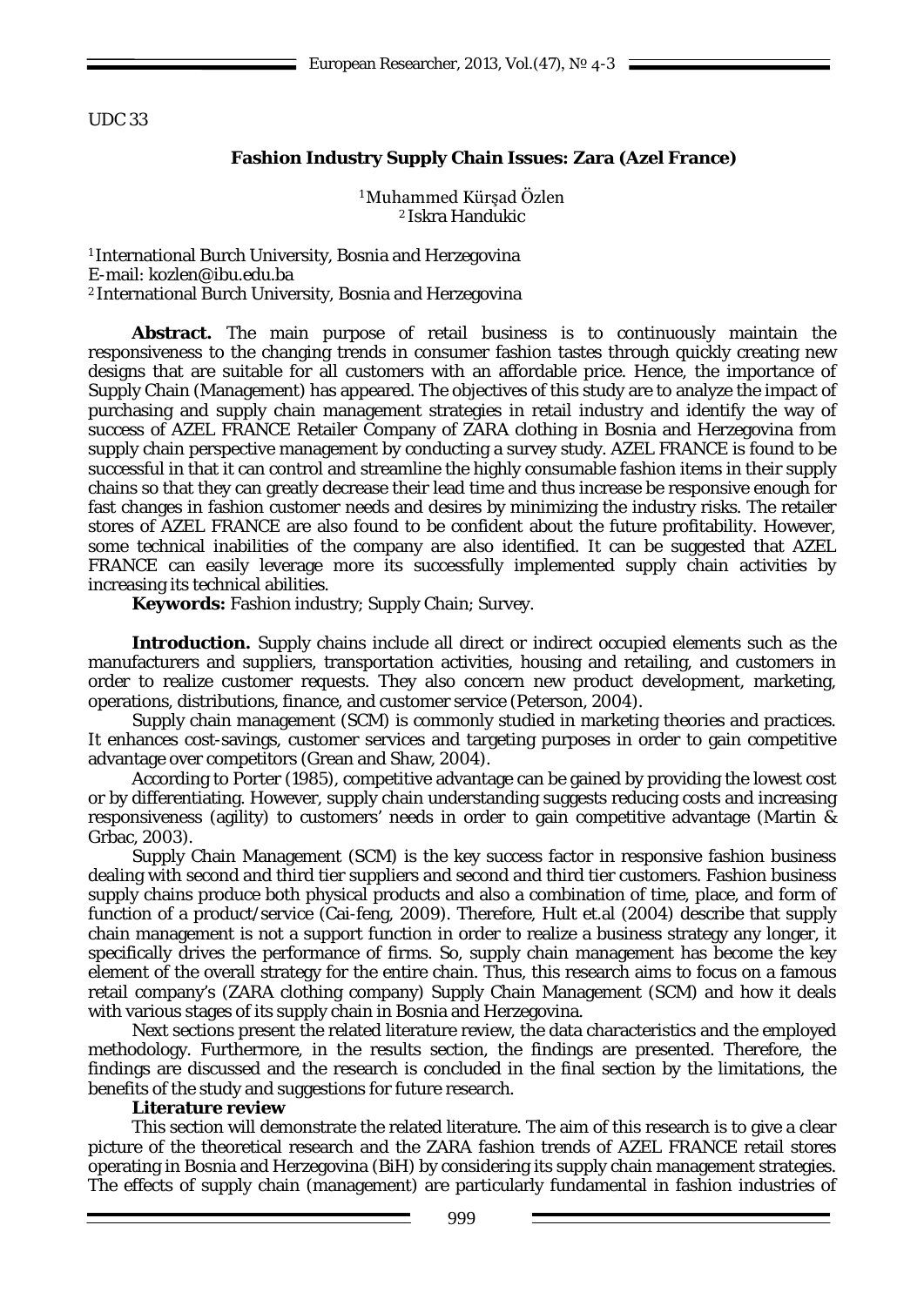UDC 33

# Fashion Industry Supply Chain Issues: Zara (Azel France)

[1] Muhammed Kürşad Özlen
[2] Iskra Handukic

[1] International Burch University, Bosnia and Herzegovina
E-mail: kozlen@ibu.edu.ba
[2] International Burch University, Bosnia and Herzegovina

**Abstract.** The main purpose of retail business is to continuously maintain the responsiveness to the changing trends in consumer fashion tastes through quickly creating new designs that are suitable for all customers with an affordable price. Hence, the importance of Supply Chain (Management) has appeared. The objectives of this study are to analyze the impact of purchasing and supply chain management strategies in retail industry and identify the way of success of AZEL FRANCE Retailer Company of ZARA clothing in Bosnia and Herzegovina from supply chain perspective management by conducting a survey study. AZEL FRANCE is found to be successful in that it can control and streamline the highly consumable fashion items in their supply chains so that they can greatly decrease their lead time and thus increase be responsive enough for fast changes in fashion customer needs and desires by minimizing the industry risks. The retailer stores of AZEL FRANCE are also found to be confident about the future profitability. However, some technical inabilities of the company are also identified. It can be suggested that AZEL FRANCE can easily leverage more its successfully implemented supply chain activities by increasing its technical abilities.

**Keywords:** Fashion industry; Supply Chain; Survey.

**Introduction.** Supply chains include all direct or indirect occupied elements such as the manufacturers and suppliers, transportation activities, housing and retailing, and customers in order to realize customer requests. They also concern new product development, marketing, operations, distributions, finance, and customer service (Peterson, 2004).

Supply chain management (SCM) is commonly studied in marketing theories and practices. It enhances cost-savings, customer services and targeting purposes in order to gain competitive advantage over competitors (Grean and Shaw, 2004).

According to Porter (1985), competitive advantage can be gained by providing the lowest cost or by differentiating. However, supply chain understanding suggests reducing costs and increasing responsiveness (agility) to customers' needs in order to gain competitive advantage (Martin & Grbac, 2003).

Supply Chain Management (SCM) is the key success factor in responsive fashion business dealing with second and third tier suppliers and second and third tier customers. Fashion business supply chains produce both physical products and also a combination of time, place, and form of function of a product/service (Cai-feng, 2009). Therefore, Hult et.al (2004) describe that supply chain management is not a support function in order to realize a business strategy any longer, it specifically drives the performance of firms. So, supply chain management has become the key element of the overall strategy for the entire chain. Thus, this research aims to focus on a famous retail company's (ZARA clothing company) Supply Chain Management (SCM) and how it deals with various stages of its supply chain in Bosnia and Herzegovina.

Next sections present the related literature review, the data characteristics and the employed methodology. Furthermore, in the results section, the findings are presented. Therefore, the findings are discussed and the research is concluded in the final section by the limitations, the benefits of the study and suggestions for future research.

## Literature review

This section will demonstrate the related literature. The aim of this research is to give a clear picture of the theoretical research and the ZARA fashion trends of AZEL FRANCE retail stores operating in Bosnia and Herzegovina (BiH) by considering its supply chain management strategies. The effects of supply chain (management) are particularly fundamental in fashion industries of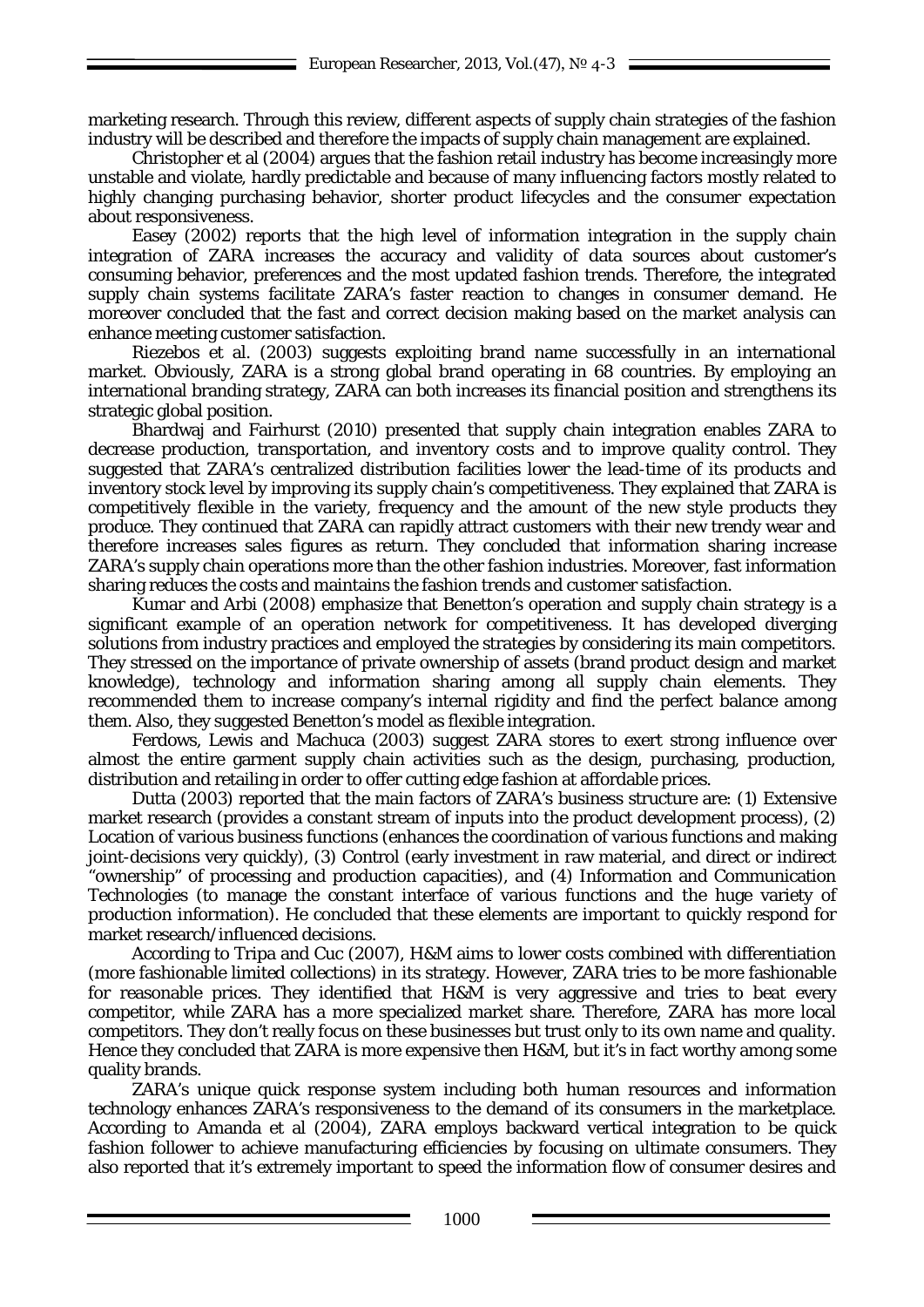marketing research. Through this review, different aspects of supply chain strategies of the fashion industry will be described and therefore the impacts of supply chain management are explained.

Christopher et al (2004) argues that the fashion retail industry has become increasingly more unstable and violate, hardly predictable and because of many influencing factors mostly related to highly changing purchasing behavior, shorter product lifecycles and the consumer expectation about responsiveness.

Easey (2002) reports that the high level of information integration in the supply chain integration of ZARA increases the accuracy and validity of data sources about customer's consuming behavior, preferences and the most updated fashion trends. Therefore, the integrated supply chain systems facilitate ZARA's faster reaction to changes in consumer demand. He moreover concluded that the fast and correct decision making based on the market analysis can enhance meeting customer satisfaction.

Riezebos et al. (2003) suggests exploiting brand name successfully in an international market. Obviously, ZARA is a strong global brand operating in 68 countries. By employing an international branding strategy, ZARA can both increases its financial position and strengthens its strategic global position.

Bhardwaj and Fairhurst (2010) presented that supply chain integration enables ZARA to decrease production, transportation, and inventory costs and to improve quality control. They suggested that ZARA's centralized distribution facilities lower the lead-time of its products and inventory stock level by improving its supply chain's competitiveness. They explained that ZARA is competitively flexible in the variety, frequency and the amount of the new style products they produce. They continued that ZARA can rapidly attract customers with their new trendy wear and therefore increases sales figures as return. They concluded that information sharing increase ZARA's supply chain operations more than the other fashion industries. Moreover, fast information sharing reduces the costs and maintains the fashion trends and customer satisfaction.

Kumar and Arbi (2008) emphasize that Benetton's operation and supply chain strategy is a significant example of an operation network for competitiveness. It has developed diverging solutions from industry practices and employed the strategies by considering its main competitors. They stressed on the importance of private ownership of assets (brand product design and market knowledge), technology and information sharing among all supply chain elements. They recommended them to increase company's internal rigidity and find the perfect balance among them. Also, they suggested Benetton's model as flexible integration.

Ferdows, Lewis and Machuca (2003) suggest ZARA stores to exert strong influence over almost the entire garment supply chain activities such as the design, purchasing, production, distribution and retailing in order to offer cutting edge fashion at affordable prices.

Dutta (2003) reported that the main factors of ZARA's business structure are: (1) Extensive market research (provides a constant stream of inputs into the product development process), (2) Location of various business functions (enhances the coordination of various functions and making joint-decisions very quickly), (3) Control (early investment in raw material, and direct or indirect "ownership" of processing and production capacities), and (4) Information and Communication Technologies (to manage the constant interface of various functions and the huge variety of production information). He concluded that these elements are important to quickly respond for market research/influenced decisions.

According to Tripa and Cuc (2007), H&M aims to lower costs combined with differentiation (more fashionable limited collections) in its strategy. However, ZARA tries to be more fashionable for reasonable prices. They identified that H&M is very aggressive and tries to beat every competitor, while ZARA has a more specialized market share. Therefore, ZARA has more local competitors. They don't really focus on these businesses but trust only to its own name and quality. Hence they concluded that ZARA is more expensive then H&M, but it's in fact worthy among some quality brands.

ZARA's unique quick response system including both human resources and information technology enhances ZARA's responsiveness to the demand of its consumers in the marketplace. According to Amanda et al (2004), ZARA employs backward vertical integration to be quick fashion follower to achieve manufacturing efficiencies by focusing on ultimate consumers. They also reported that it's extremely important to speed the information flow of consumer desires and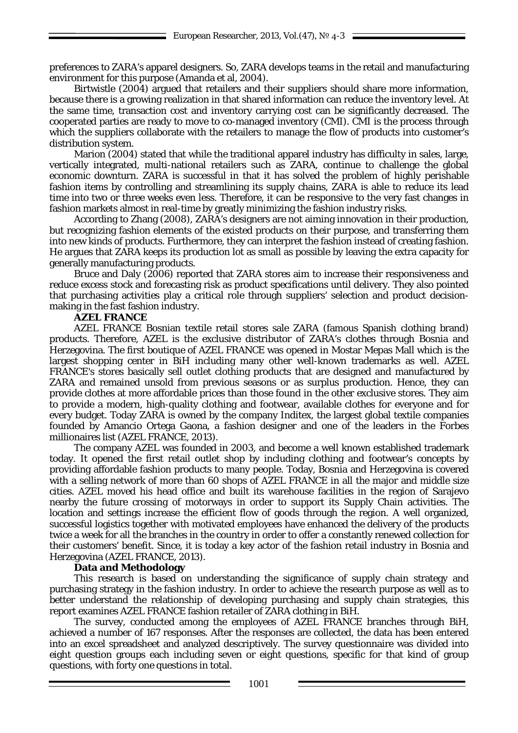preferences to ZARA's apparel designers. So, ZARA develops teams in the retail and manufacturing environment for this purpose (Amanda et al, 2004).

Birtwistle (2004) argued that retailers and their suppliers should share more information, because there is a growing realization in that shared information can reduce the inventory level. At the same time, transaction cost and inventory carrying cost can be significantly decreased. The cooperated parties are ready to move to co-managed inventory (CMI). CMI is the process through which the suppliers collaborate with the retailers to manage the flow of products into customer's distribution system.

Marion (2004) stated that while the traditional apparel industry has difficulty in sales, large, vertically integrated, multi-national retailers such as ZARA, continue to challenge the global economic downturn. ZARA is successful in that it has solved the problem of highly perishable fashion items by controlling and streamlining its supply chains, ZARA is able to reduce its lead time into two or three weeks even less. Therefore, it can be responsive to the very fast changes in fashion markets almost in real-time by greatly minimizing the fashion industry risks.

According to Zhang (2008), ZARA's designers are not aiming innovation in their production, but recognizing fashion elements of the existed products on their purpose, and transferring them into new kinds of products. Furthermore, they can interpret the fashion instead of creating fashion. He argues that ZARA keeps its production lot as small as possible by leaving the extra capacity for generally manufacturing products.

Bruce and Daly (2006) reported that ZARA stores aim to increase their responsiveness and reduce excess stock and forecasting risk as product specifications until delivery. They also pointed that purchasing activities play a critical role through suppliers' selection and product decision-making in the fast fashion industry.

**AZEL FRANCE**

AZEL FRANCE Bosnian textile retail stores sale ZARA (famous Spanish clothing brand) products. Therefore, AZEL is the exclusive distributor of ZARA's clothes through Bosnia and Herzegovina. The first boutique of AZEL FRANCE was opened in Mostar Mepas Mall which is the largest shopping center in BiH including many other well-known trademarks as well. AZEL FRANCE's stores basically sell outlet clothing products that are designed and manufactured by ZARA and remained unsold from previous seasons or as surplus production. Hence, they can provide clothes at more affordable prices than those found in the other exclusive stores. They aim to provide a modern, high-quality clothing and footwear, available clothes for everyone and for every budget. Today ZARA is owned by the company Inditex, the largest global textile companies founded by Amancio Ortega Gaona, a fashion designer and one of the leaders in the Forbes millionaires list (AZEL FRANCE, 2013).

The company AZEL was founded in 2003, and become a well known established trademark today. It opened the first retail outlet shop by including clothing and footwear's concepts by providing affordable fashion products to many people. Today, Bosnia and Herzegovina is covered with a selling network of more than 60 shops of AZEL FRANCE in all the major and middle size cities. AZEL moved his head office and built its warehouse facilities in the region of Sarajevo nearby the future crossing of motorways in order to support its Supply Chain activities. The location and settings increase the efficient flow of goods through the region. A well organized, successful logistics together with motivated employees have enhanced the delivery of the products twice a week for all the branches in the country in order to offer a constantly renewed collection for their customers' benefit. Since, it is today a key actor of the fashion retail industry in Bosnia and Herzegovina (AZEL FRANCE, 2013).

**Data and Methodology**

This research is based on understanding the significance of supply chain strategy and purchasing strategy in the fashion industry. In order to achieve the research purpose as well as to better understand the relationship of developing purchasing and supply chain strategies, this report examines AZEL FRANCE fashion retailer of ZARA clothing in BiH.

The survey, conducted among the employees of AZEL FRANCE branches through BiH, achieved a number of 167 responses. After the responses are collected, the data has been entered into an excel spreadsheet and analyzed descriptively. The survey questionnaire was divided into eight question groups each including seven or eight questions, specific for that kind of group questions, with forty one questions in total.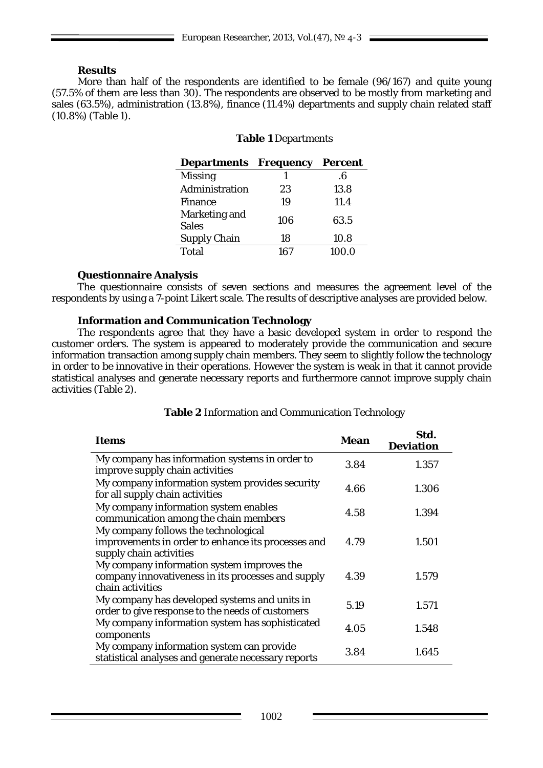### Results

More than half of the respondents are identified to be female (96/167) and quite young (57.5% of them are less than 30). The respondents are observed to be mostly from marketing and sales (63.5%), administration (13.8%), finance (11.4%) departments and supply chain related staff (10.8%) (Table 1).

**Table 1** Departments

| Departments | Frequency | Percent |
|---|---|---|
| Missing | 1 | .6 |
| Administration | 23 | 13.8 |
| Finance | 19 | 11.4 |
| Marketing and Sales | 106 | 63.5 |
| Supply Chain | 18 | 10.8 |
| Total | 167 | 100.0 |

### Questionnaire Analysis

The questionnaire consists of seven sections and measures the agreement level of the respondents by using a 7-point Likert scale. The results of descriptive analyses are provided below.

### Information and Communication Technology

The respondents agree that they have a basic developed system in order to respond the customer orders. The system is appeared to moderately provide the communication and secure information transaction among supply chain members. They seem to slightly follow the technology in order to be innovative in their operations. However the system is weak in that it cannot provide statistical analyses and generate necessary reports and furthermore cannot improve supply chain activities (Table 2).

**Table 2** Information and Communication Technology

| Items | Mean | Std. Deviation |
|---|---|---|
| My company has information systems in order to improve supply chain activities | 3.84 | 1.357 |
| My company information system provides security for all supply chain activities | 4.66 | 1.306 |
| My company information system enables communication among the chain members | 4.58 | 1.394 |
| My company follows the technological improvements in order to enhance its processes and supply chain activities | 4.79 | 1.501 |
| My company information system improves the company innovativeness in its processes and supply chain activities | 4.39 | 1.579 |
| My company has developed systems and units in order to give response to the needs of customers | 5.19 | 1.571 |
| My company information system has sophisticated components | 4.05 | 1.548 |
| My company information system can provide statistical analyses and generate necessary reports | 3.84 | 1.645 |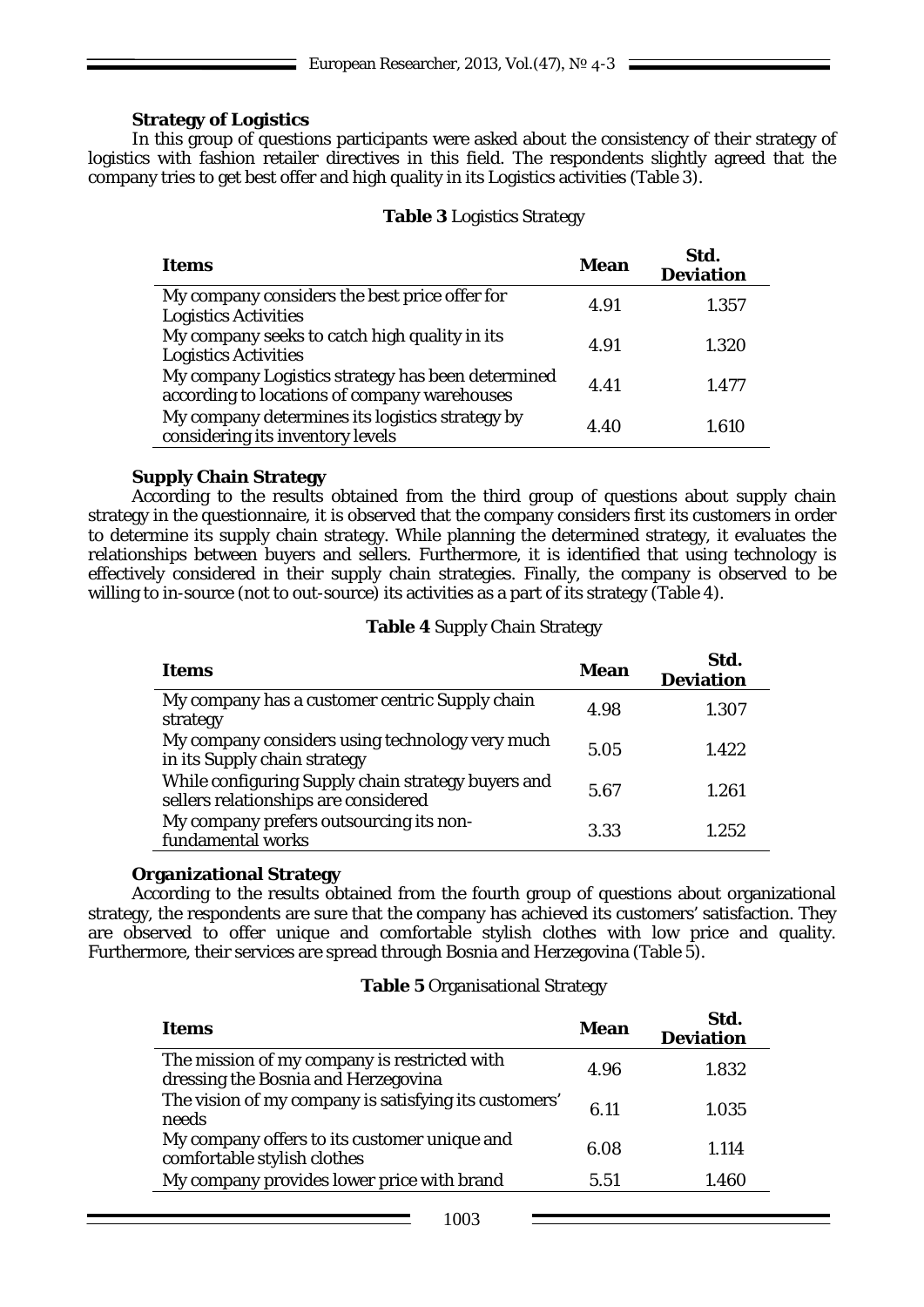### Strategy of Logistics

In this group of questions participants were asked about the consistency of their strategy of logistics with fashion retailer directives in this field. The respondents slightly agreed that the company tries to get best offer and high quality in its Logistics activities (Table 3).

**Table 3** Logistics Strategy

| Items | Mean | Std. Deviation |
|---|---|---|
| My company considers the best price offer for Logistics Activities | 4.91 | 1.357 |
| My company seeks to catch high quality in its Logistics Activities | 4.91 | 1.320 |
| My company Logistics strategy has been determined according to locations of company warehouses | 4.41 | 1.477 |
| My company determines its logistics strategy by considering its inventory levels | 4.40 | 1.610 |

### Supply Chain Strategy

According to the results obtained from the third group of questions about supply chain strategy in the questionnaire, it is observed that the company considers first its customers in order to determine its supply chain strategy. While planning the determined strategy, it evaluates the relationships between buyers and sellers. Furthermore, it is identified that using technology is effectively considered in their supply chain strategies. Finally, the company is observed to be willing to in-source (not to out-source) its activities as a part of its strategy (Table 4).

**Table 4** Supply Chain Strategy

| Items | Mean | Std. Deviation |
|---|---|---|
| My company has a customer centric Supply chain strategy | 4.98 | 1.307 |
| My company considers using technology very much in its Supply chain strategy | 5.05 | 1.422 |
| While configuring Supply chain strategy buyers and sellers relationships are considered | 5.67 | 1.261 |
| My company prefers outsourcing its non-fundamental works | 3.33 | 1.252 |

### Organizational Strategy

According to the results obtained from the fourth group of questions about organizational strategy, the respondents are sure that the company has achieved its customers' satisfaction. They are observed to offer unique and comfortable stylish clothes with low price and quality. Furthermore, their services are spread through Bosnia and Herzegovina (Table 5).

**Table 5** Organisational Strategy

| Items | Mean | Std. Deviation |
|---|---|---|
| The mission of my company is restricted with dressing the Bosnia and Herzegovina | 4.96 | 1.832 |
| The vision of my company is satisfying its customers' needs | 6.11 | 1.035 |
| My company offers to its customer unique and comfortable stylish clothes | 6.08 | 1.114 |
| My company provides lower price with brand | 5.51 | 1.460 |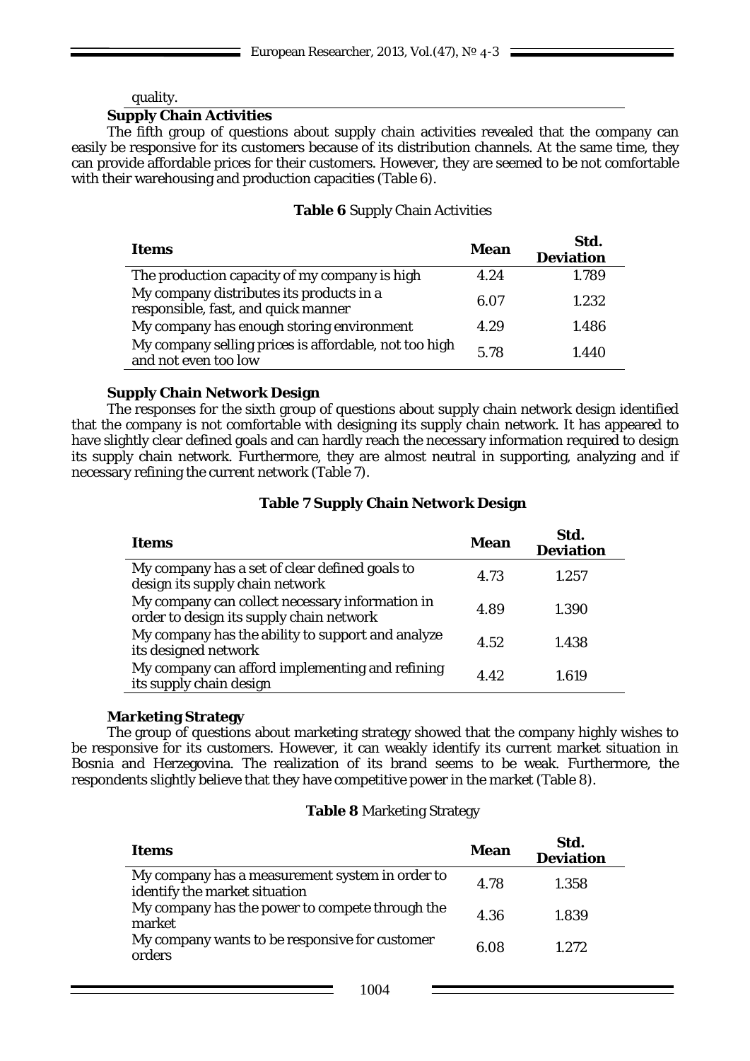quality.

### Supply Chain Activities

The fifth group of questions about supply chain activities revealed that the company can easily be responsive for its customers because of its distribution channels. At the same time, they can provide affordable prices for their customers. However, they are seemed to be not comfortable with their warehousing and production capacities (Table 6).

**Table 6** Supply Chain Activities

| Items | Mean | Std. Deviation |
|---|---|---|
| The production capacity of my company is high | 4.24 | 1.789 |
| My company distributes its products in a responsible, fast, and quick manner | 6.07 | 1.232 |
| My company has enough storing environment | 4.29 | 1.486 |
| My company selling prices is affordable, not too high and not even too low | 5.78 | 1.440 |

### Supply Chain Network Design

The responses for the sixth group of questions about supply chain network design identified that the company is not comfortable with designing its supply chain network. It has appeared to have slightly clear defined goals and can hardly reach the necessary information required to design its supply chain network. Furthermore, they are almost neutral in supporting, analyzing and if necessary refining the current network (Table 7).

**Table 7 Supply Chain Network Design**

| Items | Mean | Std. Deviation |
|---|---|---|
| My company has a set of clear defined goals to design its supply chain network | 4.73 | 1.257 |
| My company can collect necessary information in order to design its supply chain network | 4.89 | 1.390 |
| My company has the ability to support and analyze its designed network | 4.52 | 1.438 |
| My company can afford implementing and refining its supply chain design | 4.42 | 1.619 |

### Marketing Strategy

The group of questions about marketing strategy showed that the company highly wishes to be responsive for its customers. However, it can weakly identify its current market situation in Bosnia and Herzegovina. The realization of its brand seems to be weak. Furthermore, the respondents slightly believe that they have competitive power in the market (Table 8).

**Table 8** Marketing Strategy

| Items | Mean | Std. Deviation |
|---|---|---|
| My company has a measurement system in order to identify the market situation | 4.78 | 1.358 |
| My company has the power to compete through the market | 4.36 | 1.839 |
| My company wants to be responsive for customer orders | 6.08 | 1.272 |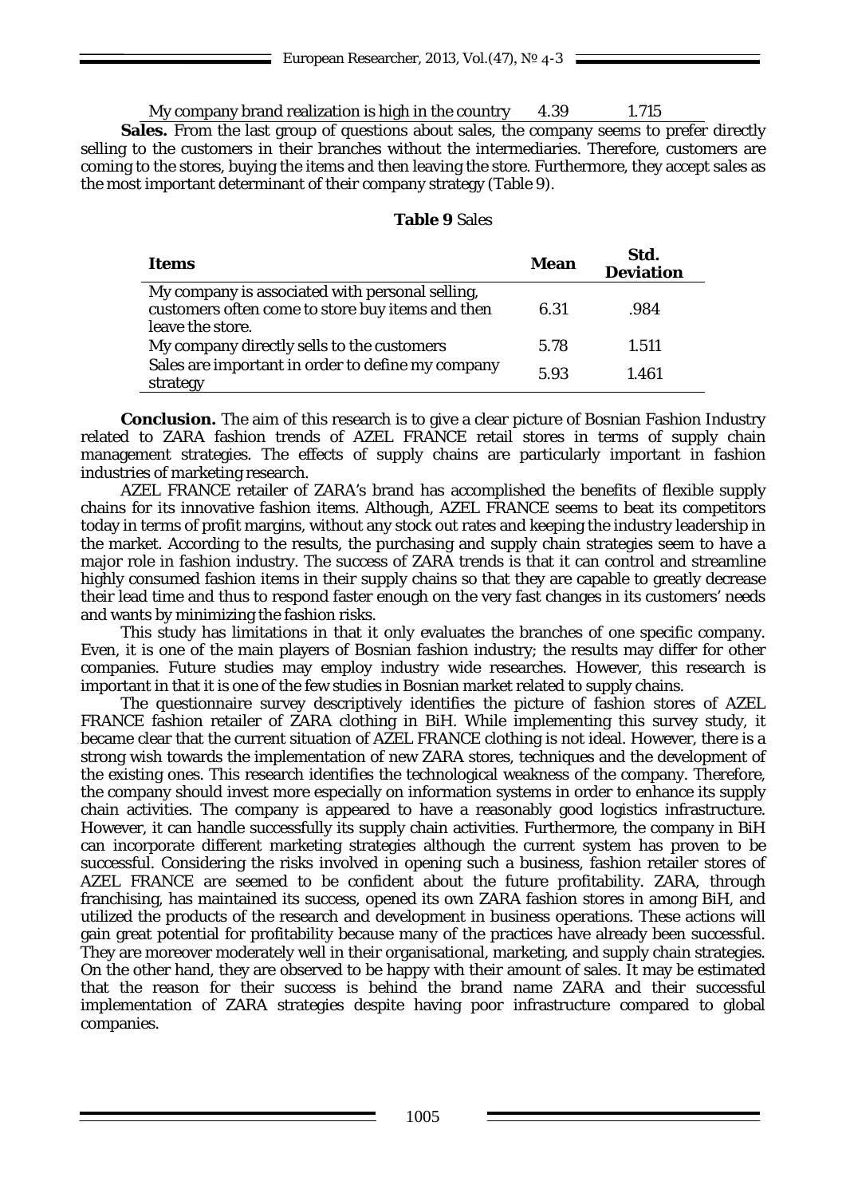| My company brand realization is high in the country | 4.39 | 1.715 |
|---|---|---|

**Sales.** From the last group of questions about sales, the company seems to prefer directly selling to the customers in their branches without the intermediaries. Therefore, customers are coming to the stores, buying the items and then leaving the store. Furthermore, they accept sales as the most important determinant of their company strategy (Table 9).

**Table 9** Sales

| Items | Mean | Std. Deviation |
|---|---|---|
| My company is associated with personal selling, customers often come to store buy items and then leave the store. | 6.31 | .984 |
| My company directly sells to the customers | 5.78 | 1.511 |
| Sales are important in order to define my company strategy | 5.93 | 1.461 |

**Conclusion.** The aim of this research is to give a clear picture of Bosnian Fashion Industry related to ZARA fashion trends of AZEL FRANCE retail stores in terms of supply chain management strategies. The effects of supply chains are particularly important in fashion industries of marketing research.

AZEL FRANCE retailer of ZARA's brand has accomplished the benefits of flexible supply chains for its innovative fashion items. Although, AZEL FRANCE seems to beat its competitors today in terms of profit margins, without any stock out rates and keeping the industry leadership in the market. According to the results, the purchasing and supply chain strategies seem to have a major role in fashion industry. The success of ZARA trends is that it can control and streamline highly consumed fashion items in their supply chains so that they are capable to greatly decrease their lead time and thus to respond faster enough on the very fast changes in its customers' needs and wants by minimizing the fashion risks.

This study has limitations in that it only evaluates the branches of one specific company. Even, it is one of the main players of Bosnian fashion industry; the results may differ for other companies. Future studies may employ industry wide researches. However, this research is important in that it is one of the few studies in Bosnian market related to supply chains.

The questionnaire survey descriptively identifies the picture of fashion stores of AZEL FRANCE fashion retailer of ZARA clothing in BiH. While implementing this survey study, it became clear that the current situation of AZEL FRANCE clothing is not ideal. However, there is a strong wish towards the implementation of new ZARA stores, techniques and the development of the existing ones. This research identifies the technological weakness of the company. Therefore, the company should invest more especially on information systems in order to enhance its supply chain activities. The company is appeared to have a reasonably good logistics infrastructure. However, it can handle successfully its supply chain activities. Furthermore, the company in BiH can incorporate different marketing strategies although the current system has proven to be successful. Considering the risks involved in opening such a business, fashion retailer stores of AZEL FRANCE are seemed to be confident about the future profitability. ZARA, through franchising, has maintained its success, opened its own ZARA fashion stores in among BiH, and utilized the products of the research and development in business operations. These actions will gain great potential for profitability because many of the practices have already been successful. They are moreover moderately well in their organisational, marketing, and supply chain strategies. On the other hand, they are observed to be happy with their amount of sales. It may be estimated that the reason for their success is behind the brand name ZARA and their successful implementation of ZARA strategies despite having poor infrastructure compared to global companies.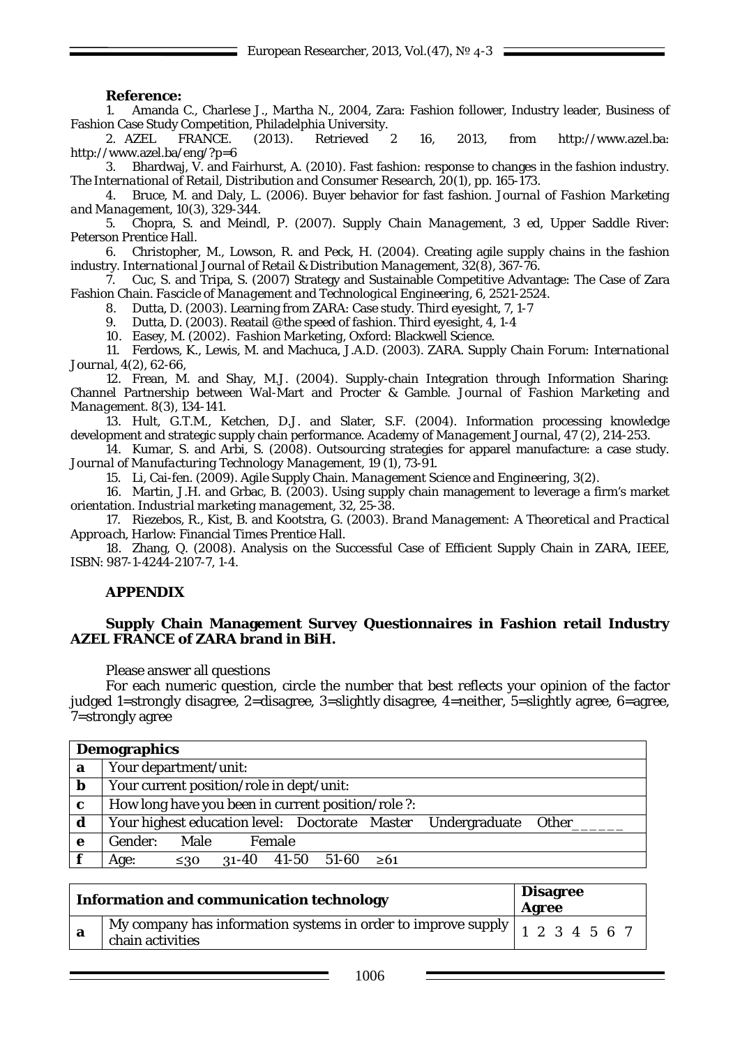**Reference:**

1. Amanda C., Charlese J., Martha N., 2004, Zara: Fashion follower, Industry leader, Business of Fashion Case Study Competition, Philadelphia University.
2. AZEL FRANCE. (2013). Retrieved 2 16, 2013, from http://www.azel.ba: http://www.azel.ba/eng/?p=6
3. Bhardwaj, V. and Fairhurst, A. (2010). Fast fashion: response to changes in the fashion industry. *The International of Retail, Distribution and Consumer Research*, 20(1), pp. 165-173.
4. Bruce, M. and Daly, L. (2006). Buyer behavior for fast fashion. *Journal of Fashion Marketing and Management*, 10(3), 329-344.
5. Chopra, S. and Meindl, P. (2007). *Supply Chain Management*, 3 ed, Upper Saddle River: Peterson Prentice Hall.
6. Christopher, M., Lowson, R. and Peck, H. (2004). Creating agile supply chains in the fashion industry. *International Journal of Retail & Distribution Management*, 32(8), 367-76.
7. Cuc, S. and Tripa, S. (2007) Strategy and Sustainable Competitive Advantage: The Case of Zara Fashion Chain. *Fascicle of Management and Technological Engineering*, 6, 2521-2524.
8. Dutta, D. (2003). Learning from ZARA: Case study. *Third eyesight*, 7, 1-7
9. Dutta, D. (2003). Reatail @the speed of fashion. *Third eyesight*, 4, 1-4
10. Easey, M. (2002). *Fashion Marketing*, Oxford: Blackwell Science.
11. Ferdows, K., Lewis, M. and Machuca, J.A.D. (2003). ZARA. *Supply Chain Forum: International Journal*, 4(2), 62-66,
12. Frean, M. and Shay, M.J. (2004). Supply-chain Integration through Information Sharing: Channel Partnership between Wal-Mart and Procter & Gamble. *Journal of Fashion Marketing and Management*. 8(3), 134-141.
13. Hult, G.T.M., Ketchen, D.J. and Slater, S.F. (2004). Information processing knowledge development and strategic supply chain performance. *Academy of Management Journal*, 47 (2), 214-253.
14. Kumar, S. and Arbi, S. (2008). Outsourcing strategies for apparel manufacture: a case study. *Journal of Manufacturing Technology Management*, 19 (1), 73-91.
15. Li, Cai-fen. (2009). Agile Supply Chain. *Management Science and Engineering*, 3(2).
16. Martin, J.H. and Grbac, B. (2003). Using supply chain management to leverage a firm's market orientation. *Industrial marketing management*, 32, 25-38.
17. Riezebos, R., Kist, B. and Kootstra, G. (2003). *Brand Management: A Theoretical and Practical Approach*, Harlow: Financial Times Prentice Hall.
18. Zhang, Q. (2008). Analysis on the Successful Case of Efficient Supply Chain in ZARA, IEEE, ISBN: 987-1-4244-2107-7, 1-4.

## APPENDIX

**Supply Chain Management Survey Questionnaires in Fashion retail Industry AZEL FRANCE of ZARA brand in BiH.**

Please answer all questions

For each numeric question, circle the number that best reflects your opinion of the factor judged 1=strongly disagree, 2=disagree, 3=slightly disagree, 4=neither, 5=slightly agree, 6=agree, 7=strongly agree

| **Demographics** | |
|---|---|
| **a** | Your department/unit: |
| **b** | Your current position/role in dept/unit: |
| **c** | How long have you been in current position/role ?: |
| **d** | Your highest education level: Doctorate Master Undergraduate Other______ |
| **e** | Gender: Male Female |
| **f** | Age: ≤30 31-40 41-50 51-60 ≥61 |

| **Information and communication technology** | | **Disagree Agree** |
|---|---|---|
| **a** | My company has information systems in order to improve supply chain activities | 1 2 3 4 5 6 7 |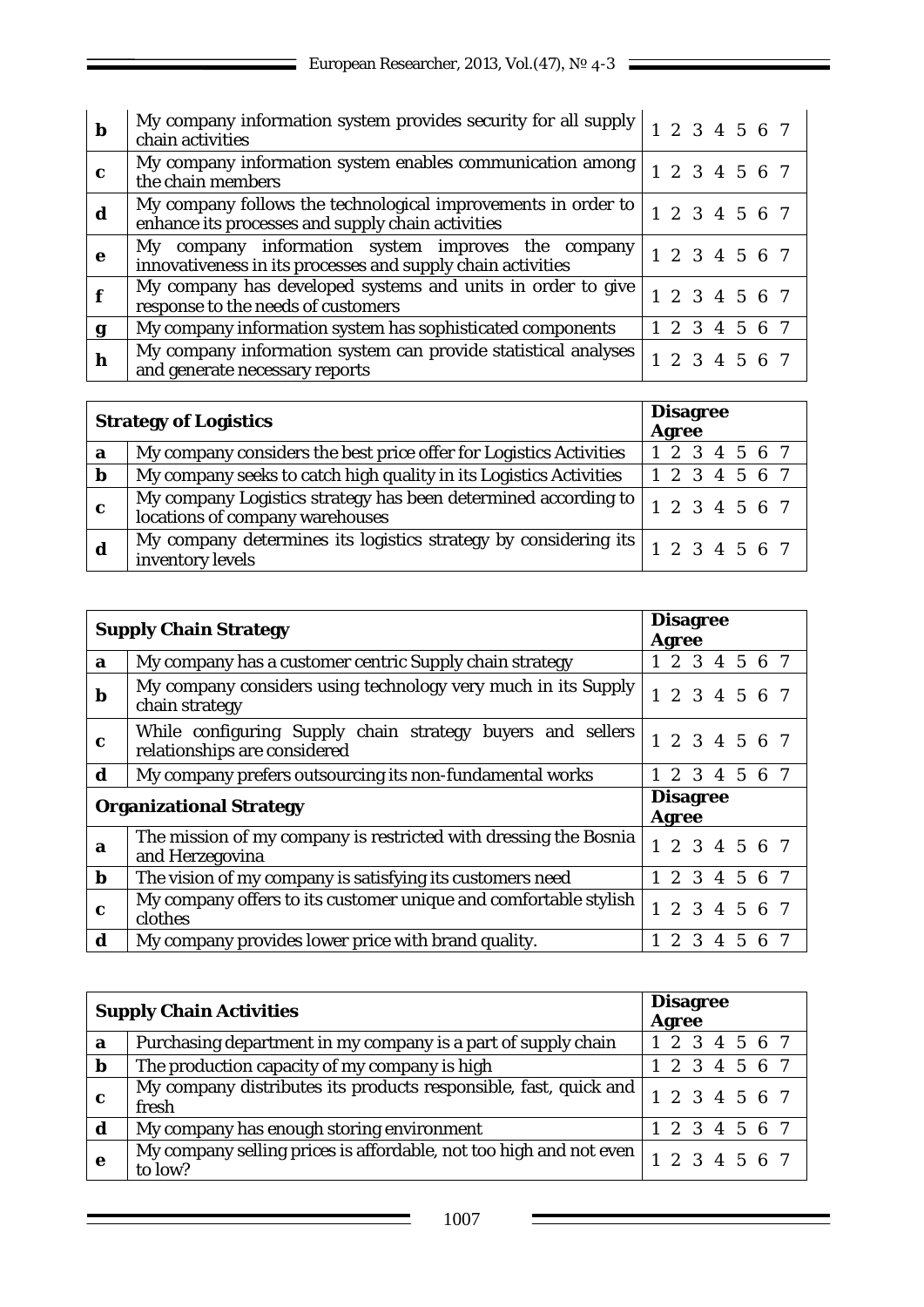| | | |
|---|---|---|
| **b** | My company information system provides security for all supply chain activities | 1 2 3 4 5 6 7 |
| **c** | My company information system enables communication among the chain members | 1 2 3 4 5 6 7 |
| **d** | My company follows the technological improvements in order to enhance its processes and supply chain activities | 1 2 3 4 5 6 7 |
| **e** | My company information system improves the company innovativeness in its processes and supply chain activities | 1 2 3 4 5 6 7 |
| **f** | My company has developed systems and units in order to give response to the needs of customers | 1 2 3 4 5 6 7 |
| **g** | My company information system has sophisticated components | 1 2 3 4 5 6 7 |
| **h** | My company information system can provide statistical analyses and generate necessary reports | 1 2 3 4 5 6 7 |

| **Strategy of Logistics** | | **Disagree Agree** |
|---|---|---|
| **a** | My company considers the best price offer for Logistics Activities | 1 2 3 4 5 6 7 |
| **b** | My company seeks to catch high quality in its Logistics Activities | 1 2 3 4 5 6 7 |
| **c** | My company Logistics strategy has been determined according to locations of company warehouses | 1 2 3 4 5 6 7 |
| **d** | My company determines its logistics strategy by considering its inventory levels | 1 2 3 4 5 6 7 |

| **Supply Chain Strategy** | | **Disagree Agree** |
|---|---|---|
| **a** | My company has a customer centric Supply chain strategy | 1 2 3 4 5 6 7 |
| **b** | My company considers using technology very much in its Supply chain strategy | 1 2 3 4 5 6 7 |
| **c** | While configuring Supply chain strategy buyers and sellers relationships are considered | 1 2 3 4 5 6 7 |
| **d** | My company prefers outsourcing its non-fundamental works | 1 2 3 4 5 6 7 |
| **Organizational Strategy** | | **Disagree Agree** |
| **a** | The mission of my company is restricted with dressing the Bosnia and Herzegovina | 1 2 3 4 5 6 7 |
| **b** | The vision of my company is satisfying its customers need | 1 2 3 4 5 6 7 |
| **c** | My company offers to its customer unique and comfortable stylish clothes | 1 2 3 4 5 6 7 |
| **d** | My company provides lower price with brand quality. | 1 2 3 4 5 6 7 |

| **Supply Chain Activities** | | **Disagree Agree** |
|---|---|---|
| **a** | Purchasing department in my company is a part of supply chain | 1 2 3 4 5 6 7 |
| **b** | The production capacity of my company is high | 1 2 3 4 5 6 7 |
| **c** | My company distributes its products responsible, fast, quick and fresh | 1 2 3 4 5 6 7 |
| **d** | My company has enough storing environment | 1 2 3 4 5 6 7 |
| **e** | My company selling prices is affordable, not too high and not even to low? | 1 2 3 4 5 6 7 |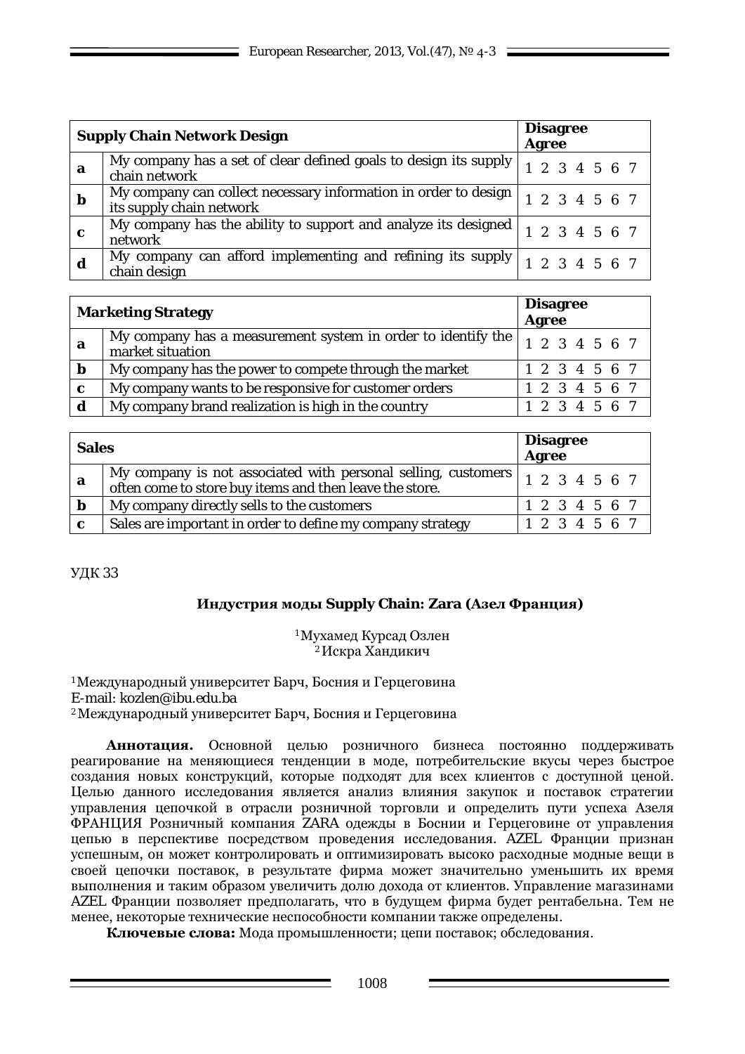| Supply Chain Network Design | | Disagree Agree |
|---|---|---|
| a | My company has a set of clear defined goals to design its supply chain network | 1 2 3 4 5 6 7 |
| b | My company can collect necessary information in order to design its supply chain network | 1 2 3 4 5 6 7 |
| c | My company has the ability to support and analyze its designed network | 1 2 3 4 5 6 7 |
| d | My company can afford implementing and refining its supply chain design | 1 2 3 4 5 6 7 |

| Marketing Strategy | | Disagree Agree |
|---|---|---|
| a | My company has a measurement system in order to identify the market situation | 1 2 3 4 5 6 7 |
| b | My company has the power to compete through the market | 1 2 3 4 5 6 7 |
| c | My company wants to be responsive for customer orders | 1 2 3 4 5 6 7 |
| d | My company brand realization is high in the country | 1 2 3 4 5 6 7 |

| Sales | | Disagree Agree |
|---|---|---|
| a | My company is not associated with personal selling, customers often come to store buy items and then leave the store. | 1 2 3 4 5 6 7 |
| b | My company directly sells to the customers | 1 2 3 4 5 6 7 |
| c | Sales are important in order to define my company strategy | 1 2 3 4 5 6 7 |

УДК 33

## Индустрия моды Supply Chain: Zara (Азел Франция)

[1]Мухамед Курсад Озлен
[2]Искра Хандикич

[1]Международный университет Барч, Босния и Герцеговина
E-mail: kozlen@ibu.edu.ba
[2]Международный университет Барч, Босния и Герцеговина

**Аннотация.** Основной целью розничного бизнеса постоянно поддерживать реагирование на меняющиеся тенденции в моде, потребительские вкусы через быстрое создания новых конструкций, которые подходят для всех клиентов с доступной ценой. Целью данного исследования является анализ влияния закупок и поставок стратегии управления цепочкой в отрасли розничной торговли и определить пути успеха Азеля ФРАНЦИЯ Розничный компания ZARA одежды в Боснии и Герцеговине от управления цепью в перспективе посредством проведения исследования. AZEL Франции признан успешным, он может контролировать и оптимизировать высоко расходные модные вещи в своей цепочки поставок, в результате фирма может значительно уменьшить их время выполнения и таким образом увеличить долю дохода от клиентов. Управление магазинами AZEL Франции позволяет предполагать, что в будущем фирма будет рентабельна. Тем не менее, некоторые технические неспособности компании также определены.

**Ключевые слова:** Мода промышленности; цепи поставок; обследования.